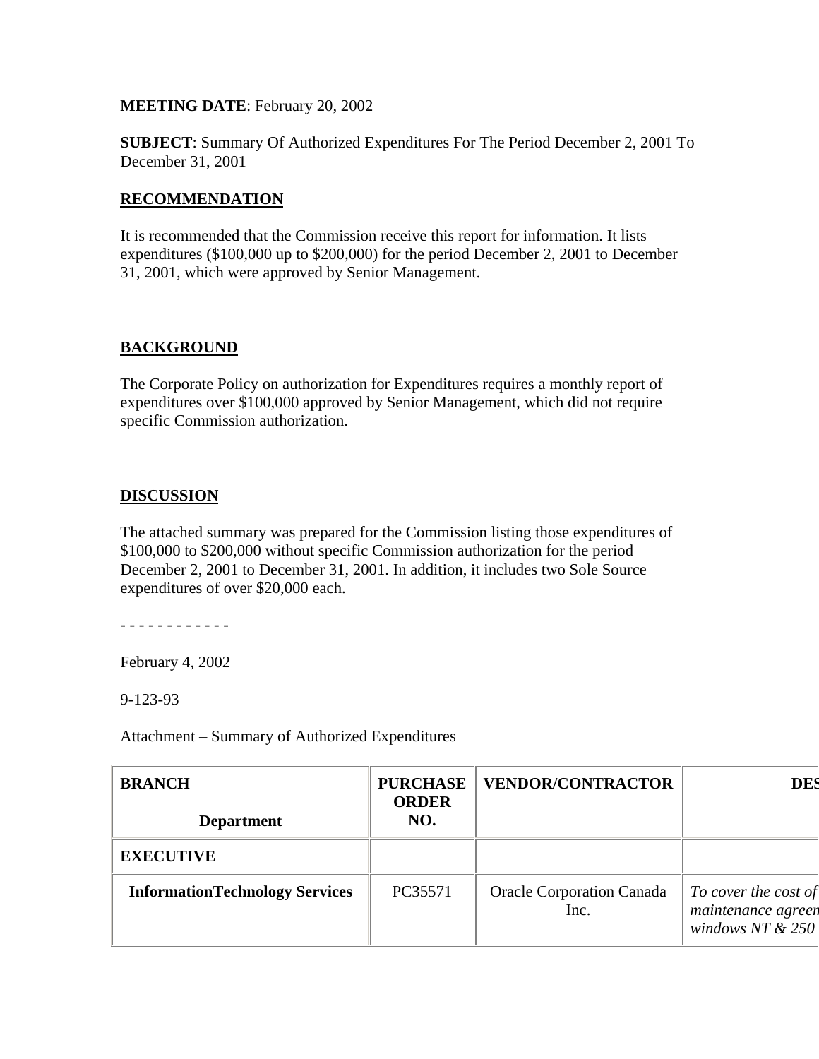**MEETING DATE**: February 20, 2002

**SUBJECT**: Summary Of Authorized Expenditures For The Period December 2, 2001 To December 31, 2001

## RECOMMENDATION

It is recommended that the Commission receive this report for information. It lists expenditures ($100,000 up to $200,000) for the period December 2, 2001 to December 31, 2001, which were approved by Senior Management.

## BACKGROUND

The Corporate Policy on authorization for Expenditures requires a monthly report of expenditures over $100,000 approved by Senior Management, which did not require specific Commission authorization.

## DISCUSSION

The attached summary was prepared for the Commission listing those expenditures of $100,000 to $200,000 without specific Commission authorization for the period December 2, 2001 to December 31, 2001. In addition, it includes two Sole Source expenditures of over $20,000 each.

- - - - - - - - - - - -

February 4, 2002

9-123-93

Attachment – Summary of Authorized Expenditures

| BRANCH<br>Department | PURCHASE ORDER NO. | VENDOR/CONTRACTOR | DES |
|---|---|---|---|
| **EXECUTIVE** | | | |
| **InformationTechnology Services** | PC35571 | Oracle Corporation Canada Inc. | *To cover the cost of maintenance agreem windows NT & 250* |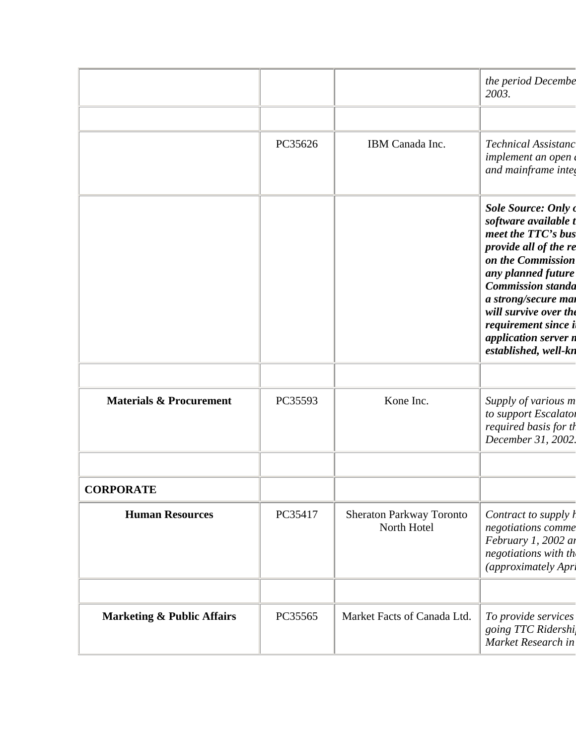| | | | |
|---|---|---|---|
| | | | *the period Decembe 2003.* |
| | | | |
| | PC35626 | IBM Canada Inc. | *Technical Assistanc implement an open a and mainframe integ* |
| | | | ***Sole Source: Only o software available t meet the TTC's bus provide all of the re on the Commission any planned future Commission standa a strong/secure mar will survive over the requirement since i application server n established, well-kn*** |
| | | | |
| **Materials & Procurement** | PC35593 | Kone Inc. | *Supply of various m to support Escalator required basis for th December 31, 2002.* |
| | | | |
| **CORPORATE** | | | |
| **Human Resources** | PC35417 | Sheraton Parkway Toronto North Hotel | *Contract to supply h negotiations comme February 1, 2002 an negotiations with th (approximately Apri* |
| | | | |
| **Marketing & Public Affairs** | PC35565 | Market Facts of Canada Ltd. | *To provide services going TTC Ridershi Market Research in* |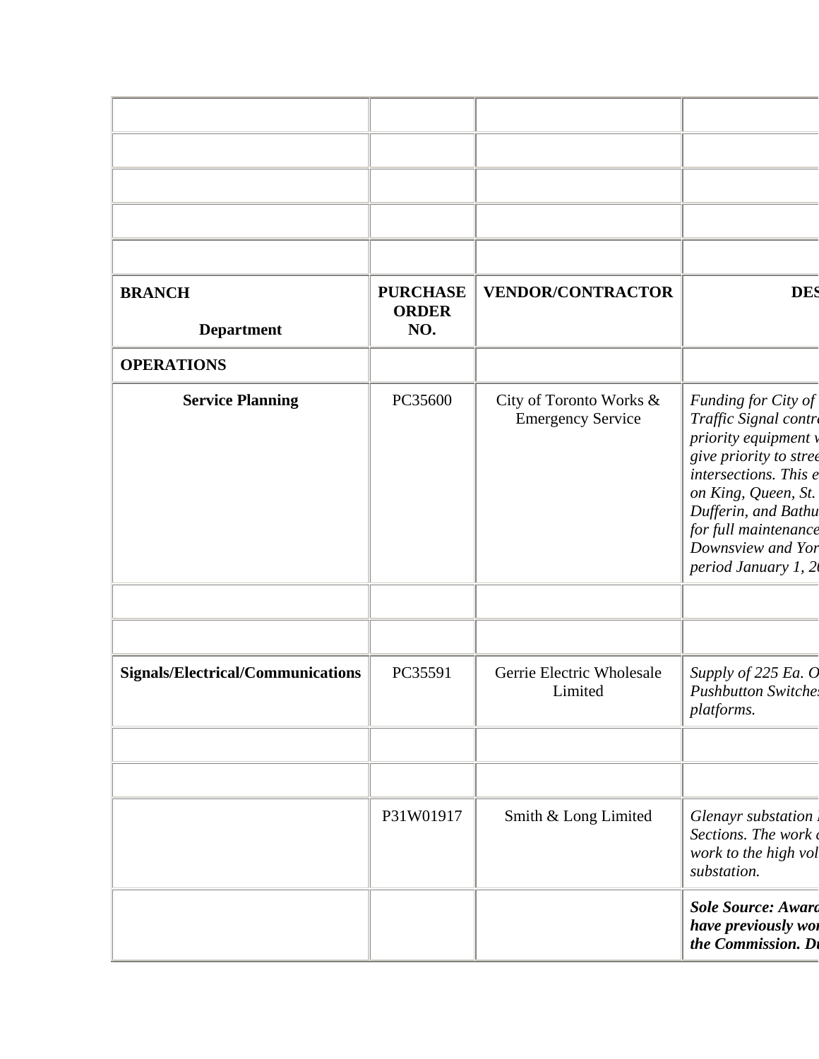| | | | |
|---|---|---|---|
| | | | |
| | | | |
| | | | |
| | | | |
| | | | |
| **BRANCH**<br><br>**Department** | **PURCHASE ORDER NO.** | **VENDOR/CONTRACTOR** | **DES** |
| **OPERATIONS** | | | |
| **Service Planning** | PC35600 | City of Toronto Works & Emergency Service | *Funding for City of Traffic Signal contr priority equipment v give priority to stree intersections. This e on King, Queen, St. Dufferin, and Bathu for full maintenance Downsview and Yor period January 1, 2* |
| | | | |
| | | | |
| **Signals/Electrical/Communications** | PC35591 | Gerrie Electric Wholesale Limited | *Supply of 225 Ea. O Pushbutton Switche platforms.* |
| | | | |
| | | | |
| | P31W01917 | Smith & Long Limited | *Glenayr substation Sections. The work c work to the high vol substation.* |
| | | | ***Sole Source: Award have previously wor the Commission. Du*** |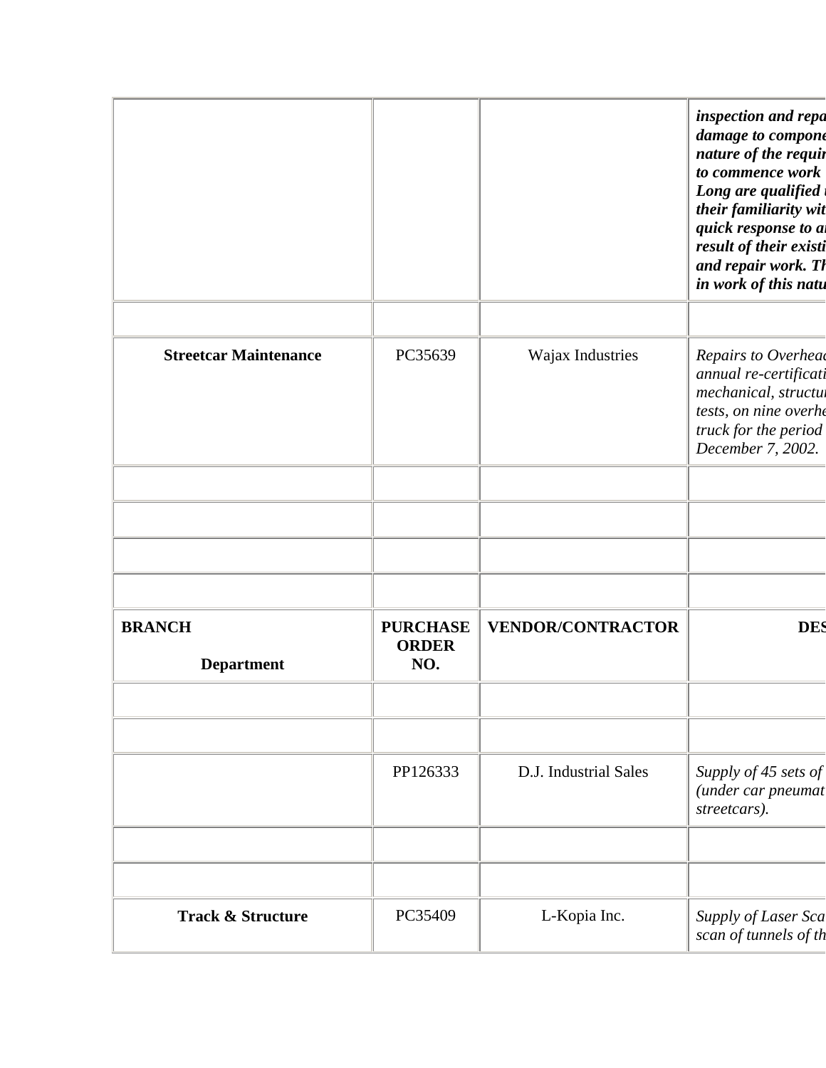| | | | *inspection and repa damage to compone nature of the requir to commence work Long are qualified their familiarity wit quick response to a result of their existi and repair work. Th in work of this natu* |
|---|---|---|---|
| | | | |
| **Streetcar Maintenance** | PC35639 | Wajax Industries | *Repairs to Overhead annual re-certificati mechanical, structu tests, on nine overhe truck for the period December 7, 2002.* |
| | | | |
| | | | |
| | | | |
| | | | |
| **BRANCH** **Department** | **PURCHASE ORDER NO.** | **VENDOR/CONTRACTOR** | **DES** |
| | | | |
| | | | |
| | PP126333 | D.J. Industrial Sales | *Supply of 45 sets of (under car pneumat streetcars).* |
| | | | |
| | | | |
| **Track & Structure** | PC35409 | L-Kopia Inc. | *Supply of Laser Sca scan of tunnels of th* |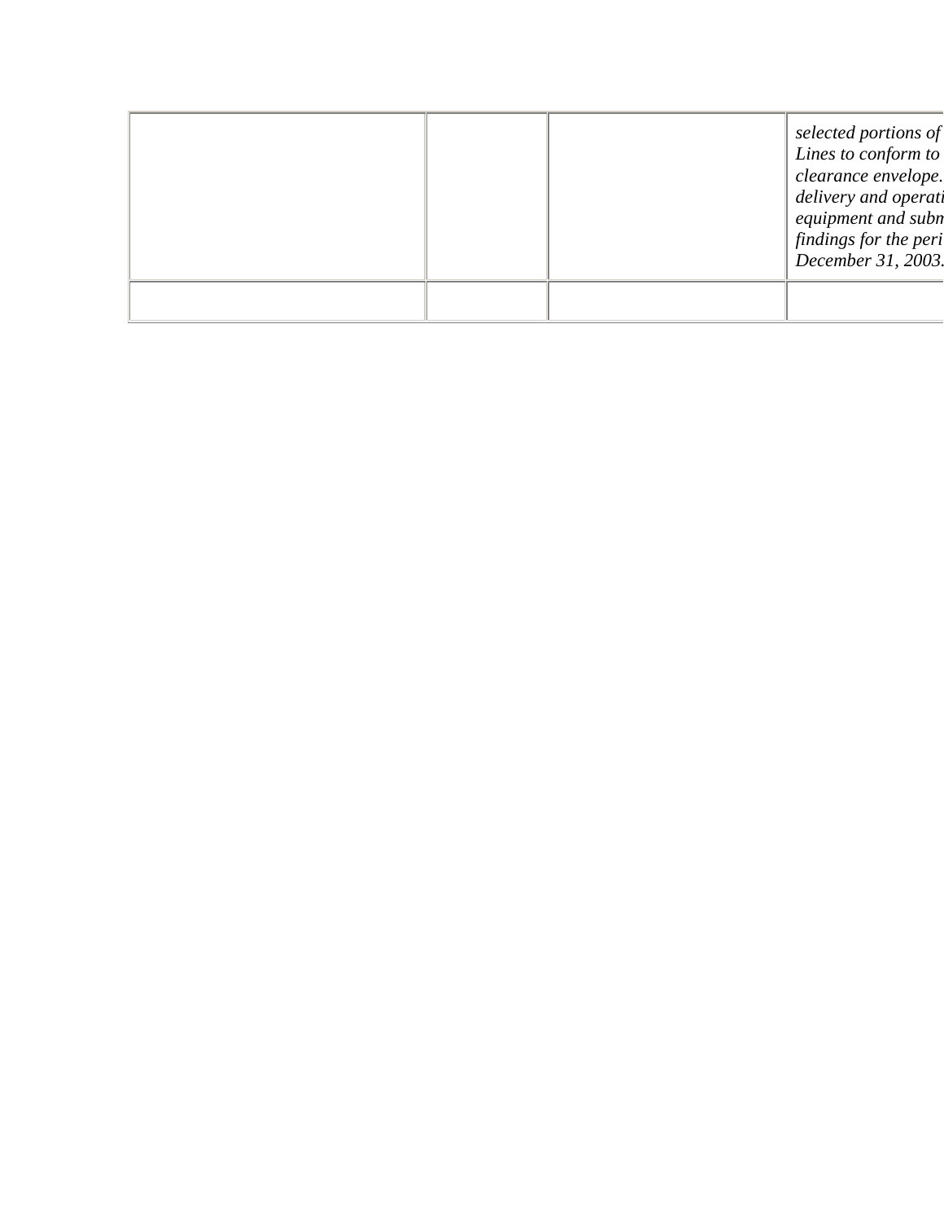| | | | |
|---|---|---|---|
| | | | *selected portions of Lines to conform to clearance envelope. delivery and operati equipment and subm findings for the peri December 31, 2003.* |
| | | | |